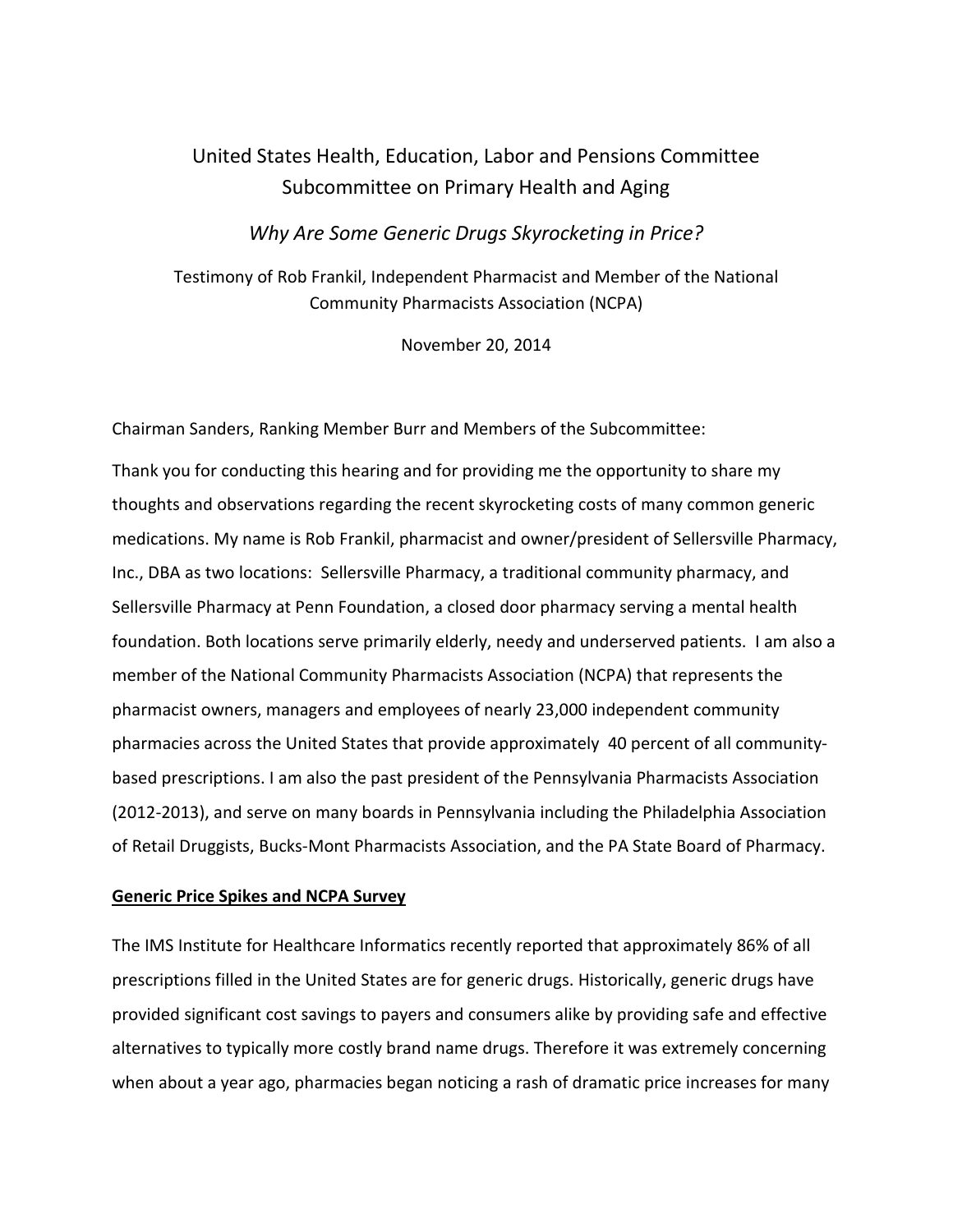# United States Health, Education, Labor and Pensions Committee
# Subcommittee on Primary Health and Aging

*Why Are Some Generic Drugs Skyrocketing in Price?*

Testimony of Rob Frankil, Independent Pharmacist and Member of the National Community Pharmacists Association (NCPA)

November 20, 2014

Chairman Sanders, Ranking Member Burr and Members of the Subcommittee:

Thank you for conducting this hearing and for providing me the opportunity to share my thoughts and observations regarding the recent skyrocketing costs of many common generic medications. My name is Rob Frankil, pharmacist and owner/president of Sellersville Pharmacy, Inc., DBA as two locations: Sellersville Pharmacy, a traditional community pharmacy, and Sellersville Pharmacy at Penn Foundation, a closed door pharmacy serving a mental health foundation. Both locations serve primarily elderly, needy and underserved patients. I am also a member of the National Community Pharmacists Association (NCPA) that represents the pharmacist owners, managers and employees of nearly 23,000 independent community pharmacies across the United States that provide approximately 40 percent of all community-based prescriptions. I am also the past president of the Pennsylvania Pharmacists Association (2012-2013), and serve on many boards in Pennsylvania including the Philadelphia Association of Retail Druggists, Bucks-Mont Pharmacists Association, and the PA State Board of Pharmacy.

**Generic Price Spikes and NCPA Survey**

The IMS Institute for Healthcare Informatics recently reported that approximately 86% of all prescriptions filled in the United States are for generic drugs. Historically, generic drugs have provided significant cost savings to payers and consumers alike by providing safe and effective alternatives to typically more costly brand name drugs. Therefore it was extremely concerning when about a year ago, pharmacies began noticing a rash of dramatic price increases for many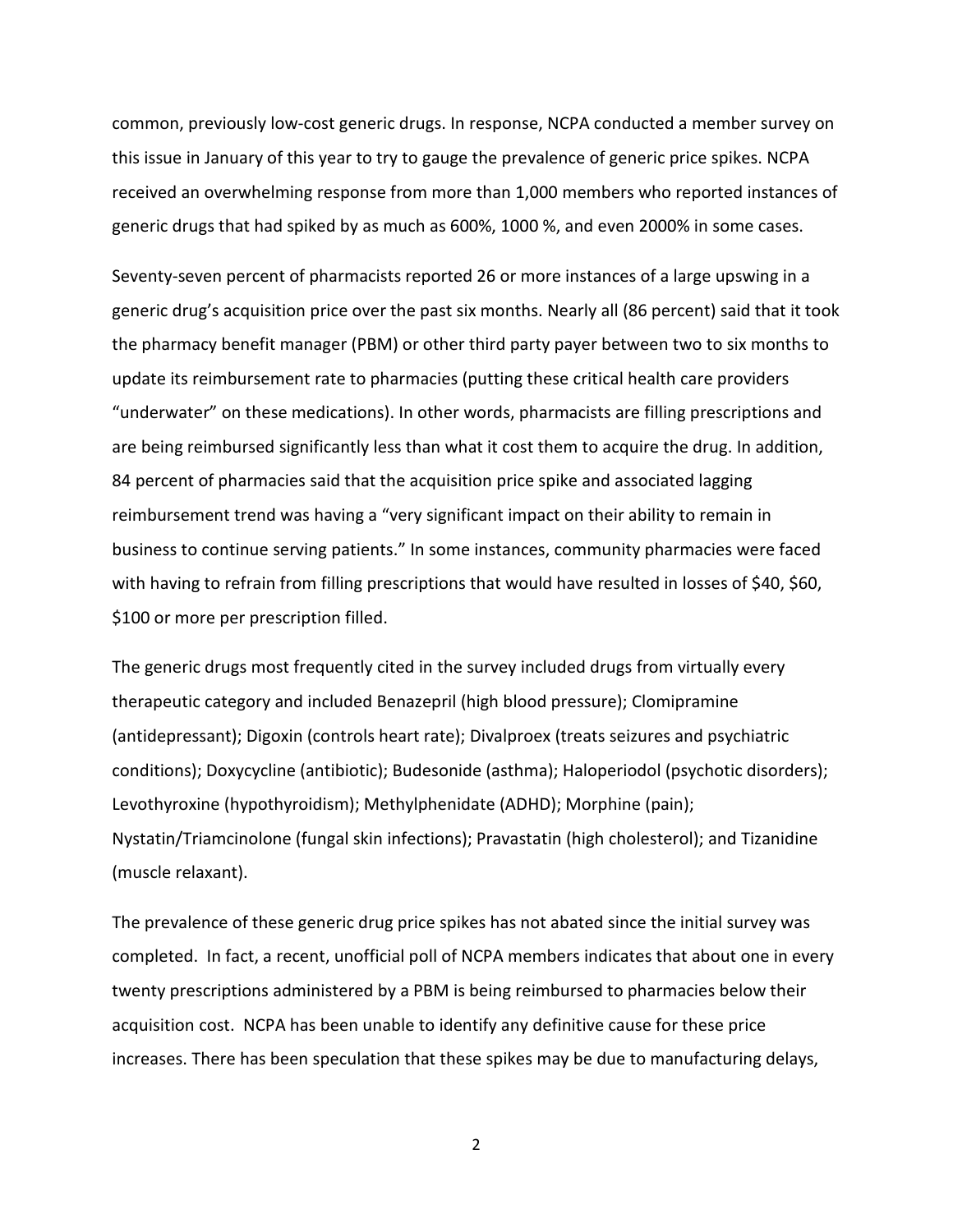common, previously low-cost generic drugs. In response, NCPA conducted a member survey on this issue in January of this year to try to gauge the prevalence of generic price spikes. NCPA received an overwhelming response from more than 1,000 members who reported instances of generic drugs that had spiked by as much as 600%, 1000 %, and even 2000% in some cases.

Seventy-seven percent of pharmacists reported 26 or more instances of a large upswing in a generic drug's acquisition price over the past six months. Nearly all (86 percent) said that it took the pharmacy benefit manager (PBM) or other third party payer between two to six months to update its reimbursement rate to pharmacies (putting these critical health care providers "underwater" on these medications). In other words, pharmacists are filling prescriptions and are being reimbursed significantly less than what it cost them to acquire the drug. In addition, 84 percent of pharmacies said that the acquisition price spike and associated lagging reimbursement trend was having a "very significant impact on their ability to remain in business to continue serving patients." In some instances, community pharmacies were faced with having to refrain from filling prescriptions that would have resulted in losses of $40, $60, $100 or more per prescription filled.

The generic drugs most frequently cited in the survey included drugs from virtually every therapeutic category and included Benazepril (high blood pressure); Clomipramine (antidepressant); Digoxin (controls heart rate); Divalproex (treats seizures and psychiatric conditions); Doxycycline (antibiotic); Budesonide (asthma); Haloperiodol (psychotic disorders); Levothyroxine (hypothyroidism); Methylphenidate (ADHD); Morphine (pain); Nystatin/Triamcinolone (fungal skin infections); Pravastatin (high cholesterol); and Tizanidine (muscle relaxant).

The prevalence of these generic drug price spikes has not abated since the initial survey was completed. In fact, a recent, unofficial poll of NCPA members indicates that about one in every twenty prescriptions administered by a PBM is being reimbursed to pharmacies below their acquisition cost. NCPA has been unable to identify any definitive cause for these price increases. There has been speculation that these spikes may be due to manufacturing delays,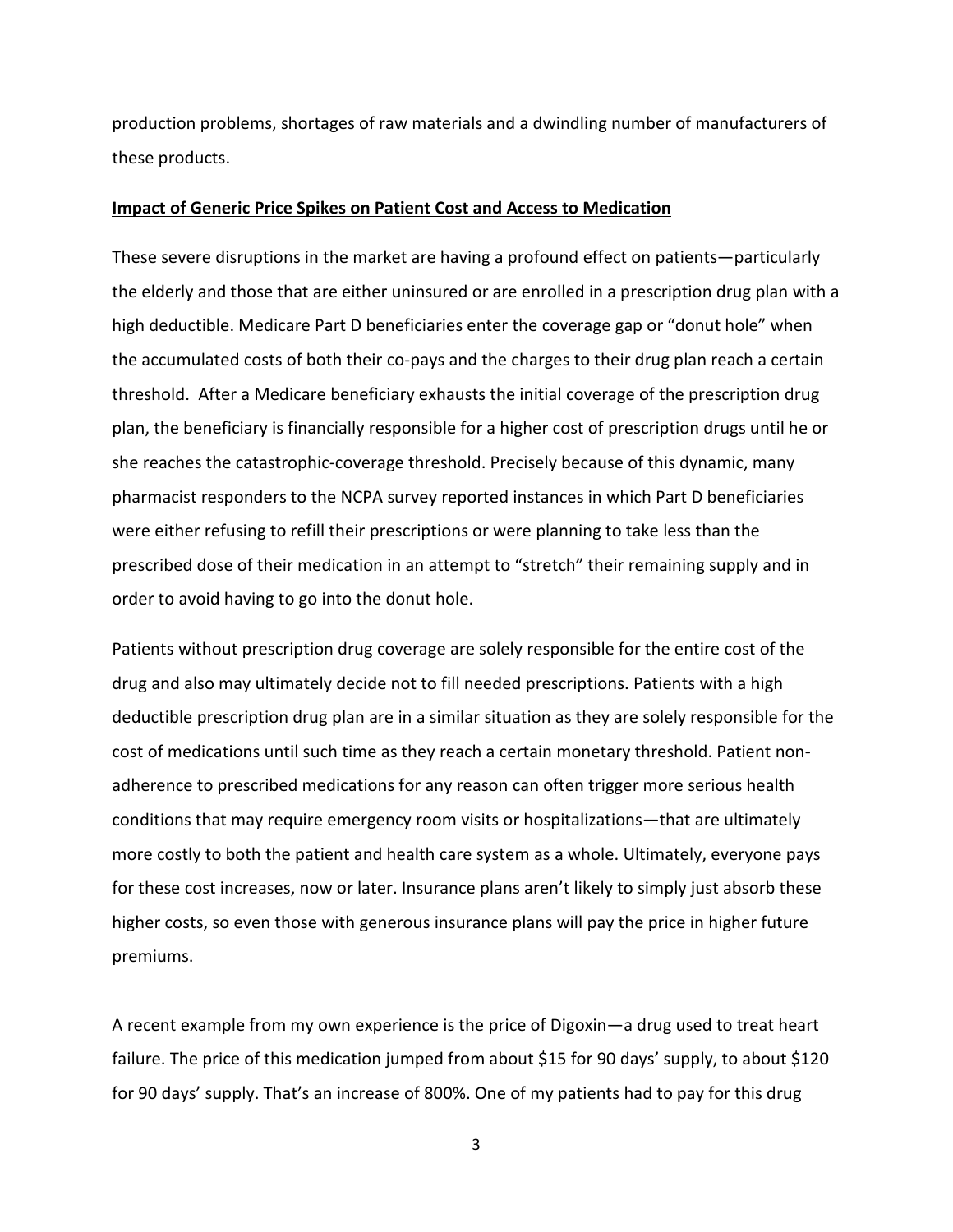production problems, shortages of raw materials and a dwindling number of manufacturers of these products.

**Impact of Generic Price Spikes on Patient Cost and Access to Medication**

These severe disruptions in the market are having a profound effect on patients—particularly the elderly and those that are either uninsured or are enrolled in a prescription drug plan with a high deductible. Medicare Part D beneficiaries enter the coverage gap or "donut hole" when the accumulated costs of both their co-pays and the charges to their drug plan reach a certain threshold. After a Medicare beneficiary exhausts the initial coverage of the prescription drug plan, the beneficiary is financially responsible for a higher cost of prescription drugs until he or she reaches the catastrophic-coverage threshold. Precisely because of this dynamic, many pharmacist responders to the NCPA survey reported instances in which Part D beneficiaries were either refusing to refill their prescriptions or were planning to take less than the prescribed dose of their medication in an attempt to "stretch" their remaining supply and in order to avoid having to go into the donut hole.

Patients without prescription drug coverage are solely responsible for the entire cost of the drug and also may ultimately decide not to fill needed prescriptions. Patients with a high deductible prescription drug plan are in a similar situation as they are solely responsible for the cost of medications until such time as they reach a certain monetary threshold. Patient non-adherence to prescribed medications for any reason can often trigger more serious health conditions that may require emergency room visits or hospitalizations—that are ultimately more costly to both the patient and health care system as a whole. Ultimately, everyone pays for these cost increases, now or later. Insurance plans aren't likely to simply just absorb these higher costs, so even those with generous insurance plans will pay the price in higher future premiums.

A recent example from my own experience is the price of Digoxin—a drug used to treat heart failure. The price of this medication jumped from about $15 for 90 days' supply, to about $120 for 90 days' supply. That's an increase of 800%. One of my patients had to pay for this drug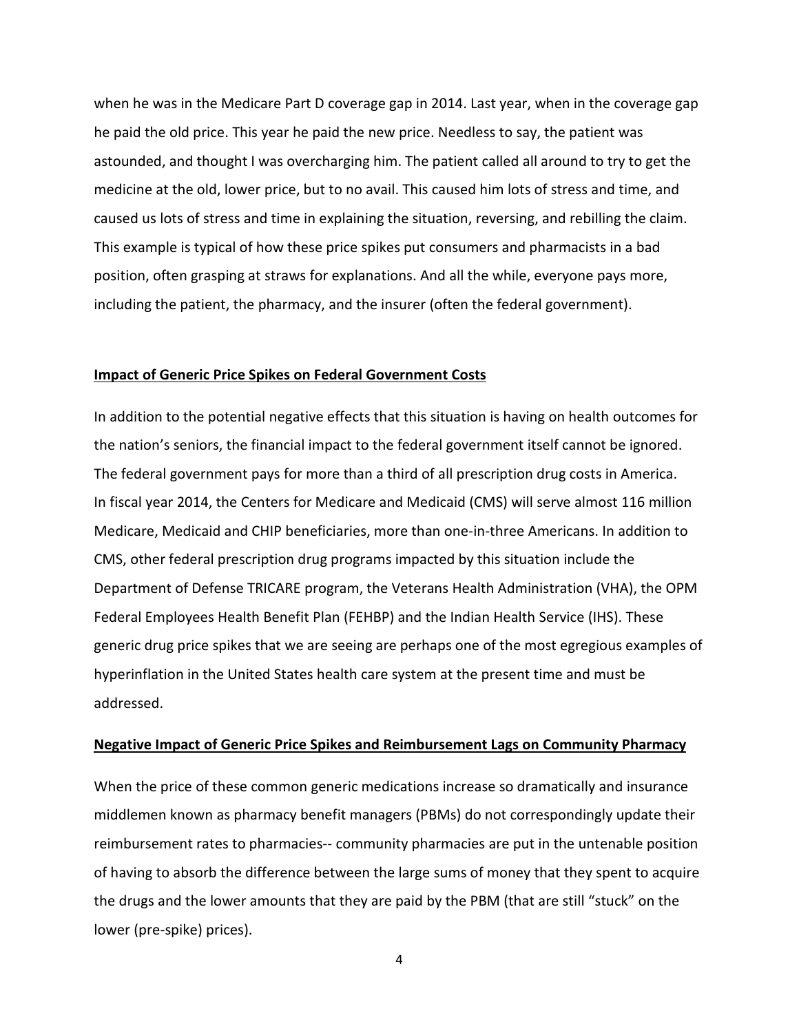when he was in the Medicare Part D coverage gap in 2014. Last year, when in the coverage gap he paid the old price. This year he paid the new price. Needless to say, the patient was astounded, and thought I was overcharging him. The patient called all around to try to get the medicine at the old, lower price, but to no avail. This caused him lots of stress and time, and caused us lots of stress and time in explaining the situation, reversing, and rebilling the claim. This example is typical of how these price spikes put consumers and pharmacists in a bad position, often grasping at straws for explanations. And all the while, everyone pays more, including the patient, the pharmacy, and the insurer (often the federal government).

**Impact of Generic Price Spikes on Federal Government Costs**

In addition to the potential negative effects that this situation is having on health outcomes for the nation's seniors, the financial impact to the federal government itself cannot be ignored. The federal government pays for more than a third of all prescription drug costs in America. In fiscal year 2014, the Centers for Medicare and Medicaid (CMS) will serve almost 116 million Medicare, Medicaid and CHIP beneficiaries, more than one-in-three Americans. In addition to CMS, other federal prescription drug programs impacted by this situation include the Department of Defense TRICARE program, the Veterans Health Administration (VHA), the OPM Federal Employees Health Benefit Plan (FEHBP) and the Indian Health Service (IHS). These generic drug price spikes that we are seeing are perhaps one of the most egregious examples of hyperinflation in the United States health care system at the present time and must be addressed.

**Negative Impact of Generic Price Spikes and Reimbursement Lags on Community Pharmacy**

When the price of these common generic medications increase so dramatically and insurance middlemen known as pharmacy benefit managers (PBMs) do not correspondingly update their reimbursement rates to pharmacies-- community pharmacies are put in the untenable position of having to absorb the difference between the large sums of money that they spent to acquire the drugs and the lower amounts that they are paid by the PBM (that are still "stuck" on the lower (pre-spike) prices).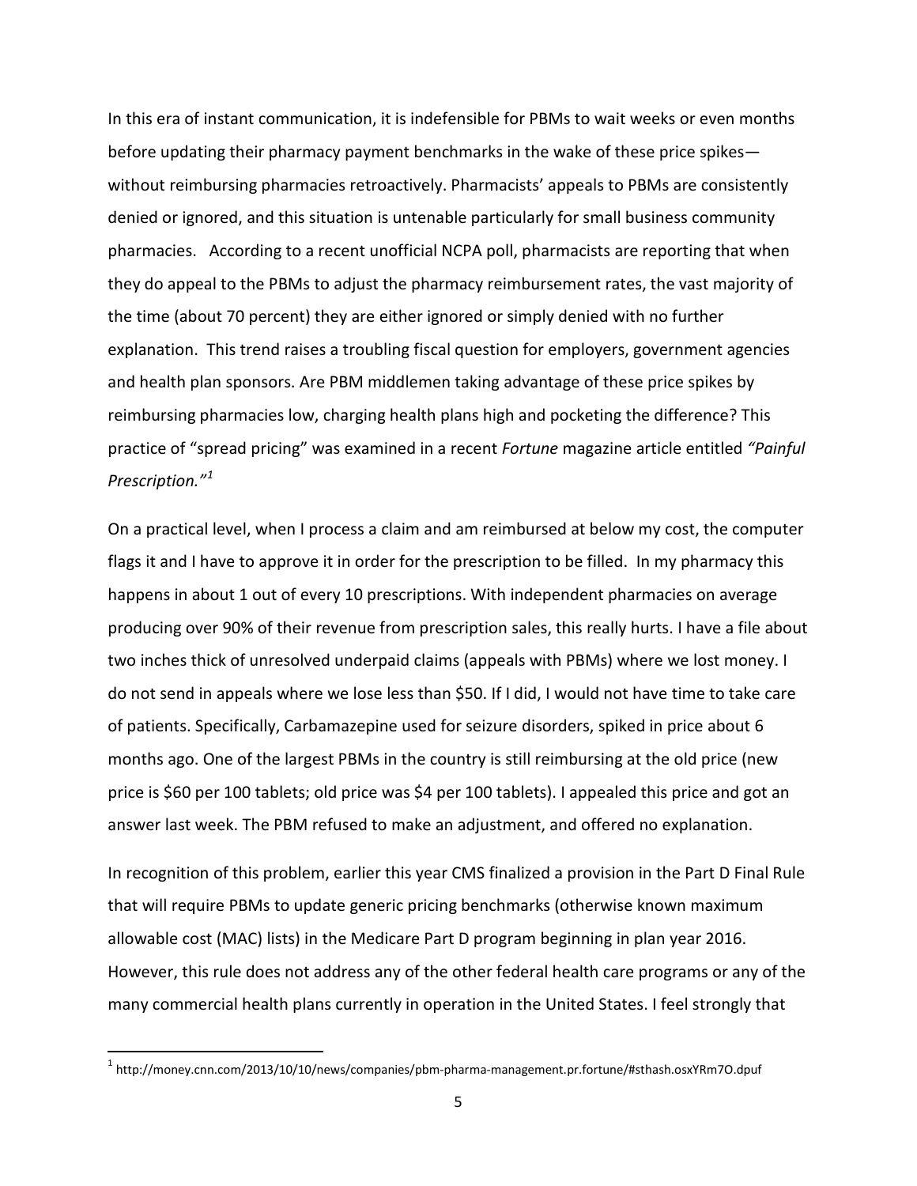In this era of instant communication, it is indefensible for PBMs to wait weeks or even months before updating their pharmacy payment benchmarks in the wake of these price spikes—without reimbursing pharmacies retroactively. Pharmacists' appeals to PBMs are consistently denied or ignored, and this situation is untenable particularly for small business community pharmacies. According to a recent unofficial NCPA poll, pharmacists are reporting that when they do appeal to the PBMs to adjust the pharmacy reimbursement rates, the vast majority of the time (about 70 percent) they are either ignored or simply denied with no further explanation. This trend raises a troubling fiscal question for employers, government agencies and health plan sponsors. Are PBM middlemen taking advantage of these price spikes by reimbursing pharmacies low, charging health plans high and pocketing the difference? This practice of "spread pricing" was examined in a recent *Fortune* magazine article entitled *"Painful Prescription."*[1]

On a practical level, when I process a claim and am reimbursed at below my cost, the computer flags it and I have to approve it in order for the prescription to be filled. In my pharmacy this happens in about 1 out of every 10 prescriptions. With independent pharmacies on average producing over 90% of their revenue from prescription sales, this really hurts. I have a file about two inches thick of unresolved underpaid claims (appeals with PBMs) where we lost money. I do not send in appeals where we lose less than $50. If I did, I would not have time to take care of patients. Specifically, Carbamazepine used for seizure disorders, spiked in price about 6 months ago. One of the largest PBMs in the country is still reimbursing at the old price (new price is $60 per 100 tablets; old price was $4 per 100 tablets). I appealed this price and got an answer last week. The PBM refused to make an adjustment, and offered no explanation.

In recognition of this problem, earlier this year CMS finalized a provision in the Part D Final Rule that will require PBMs to update generic pricing benchmarks (otherwise known maximum allowable cost (MAC) lists) in the Medicare Part D program beginning in plan year 2016. However, this rule does not address any of the other federal health care programs or any of the many commercial health plans currently in operation in the United States. I feel strongly that

---

[1] http://money.cnn.com/2013/10/10/news/companies/pbm-pharma-management.pr.fortune/#sthash.osxYRm7O.dpuf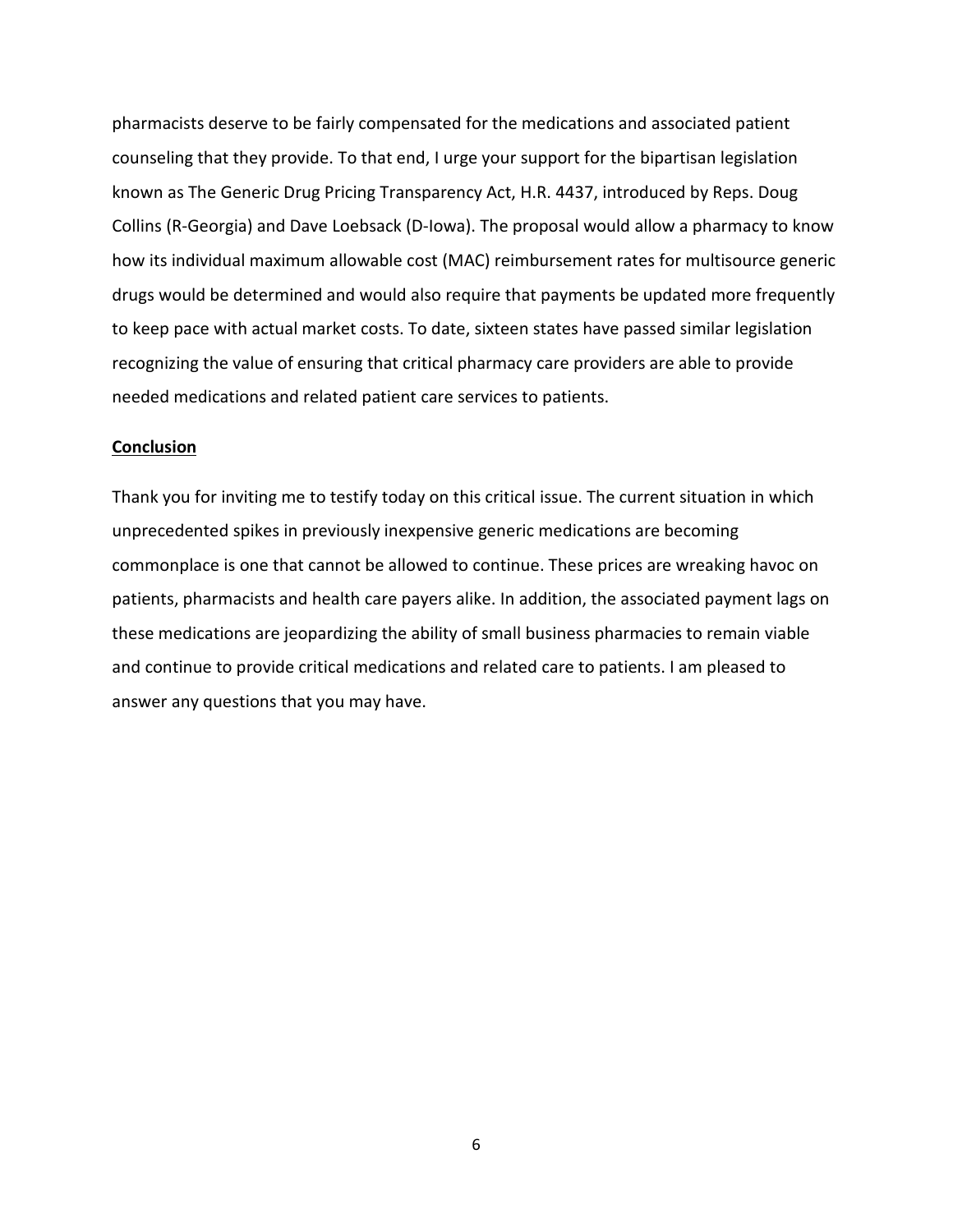pharmacists deserve to be fairly compensated for the medications and associated patient counseling that they provide. To that end, I urge your support for the bipartisan legislation known as The Generic Drug Pricing Transparency Act, H.R. 4437, introduced by Reps. Doug Collins (R-Georgia) and Dave Loebsack (D-Iowa). The proposal would allow a pharmacy to know how its individual maximum allowable cost (MAC) reimbursement rates for multisource generic drugs would be determined and would also require that payments be updated more frequently to keep pace with actual market costs. To date, sixteen states have passed similar legislation recognizing the value of ensuring that critical pharmacy care providers are able to provide needed medications and related patient care services to patients.

**Conclusion**

Thank you for inviting me to testify today on this critical issue. The current situation in which unprecedented spikes in previously inexpensive generic medications are becoming commonplace is one that cannot be allowed to continue. These prices are wreaking havoc on patients, pharmacists and health care payers alike. In addition, the associated payment lags on these medications are jeopardizing the ability of small business pharmacies to remain viable and continue to provide critical medications and related care to patients. I am pleased to answer any questions that you may have.